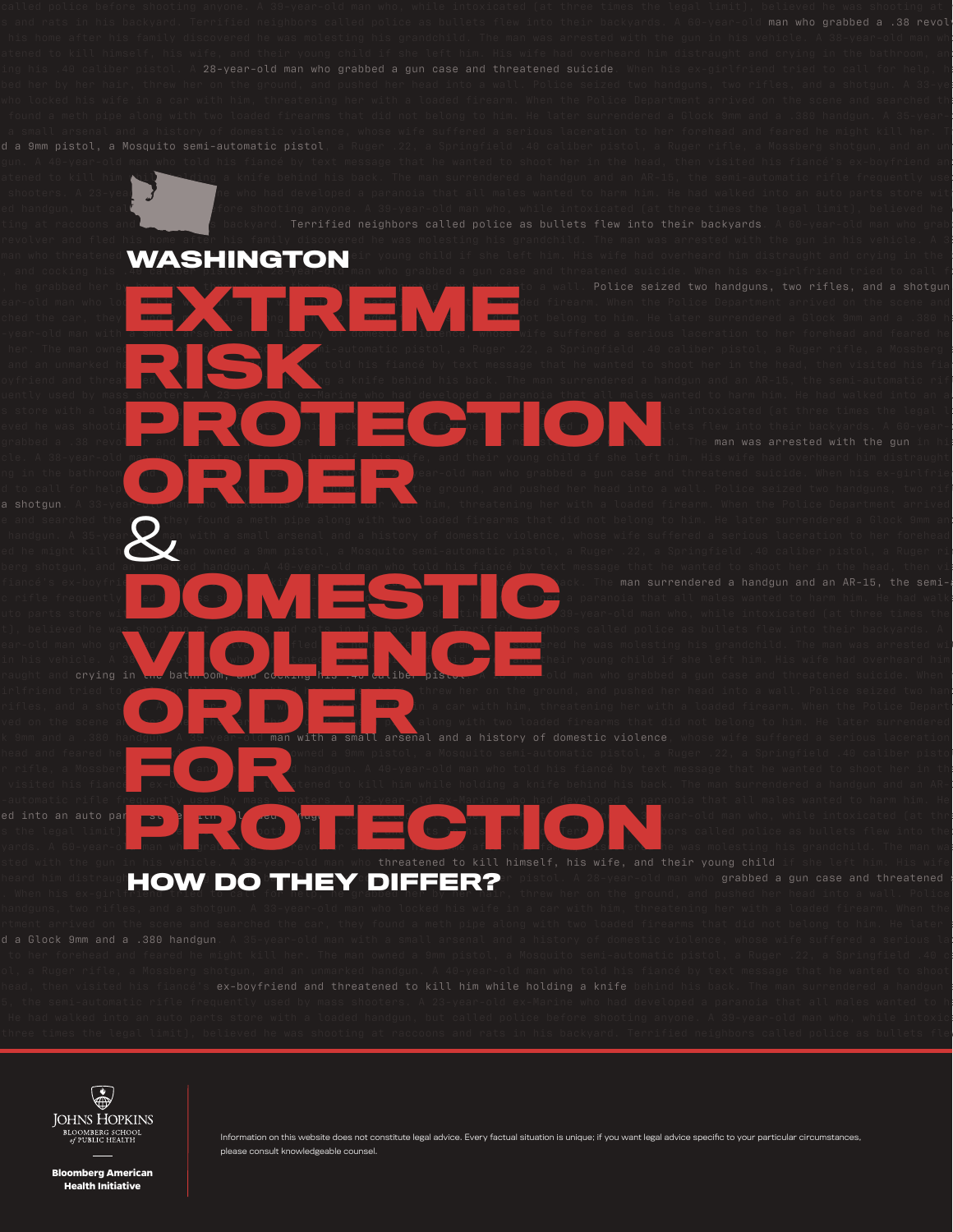# WASHINGTON

# EXTREME RISK PROTECTION ORDER & DOMESTIC VIOLENCE ORDER FOR PROTECTION

## HOW DO THEY DIFFER?

Johns Hopkins Bloomberg School of Public Health

Bloomberg American Health Initiative

Information on this website does not constitute legal advice. Every factual situation is unique; if you want legal advice specific to your particular circumstances, please consult knowledgeable counsel.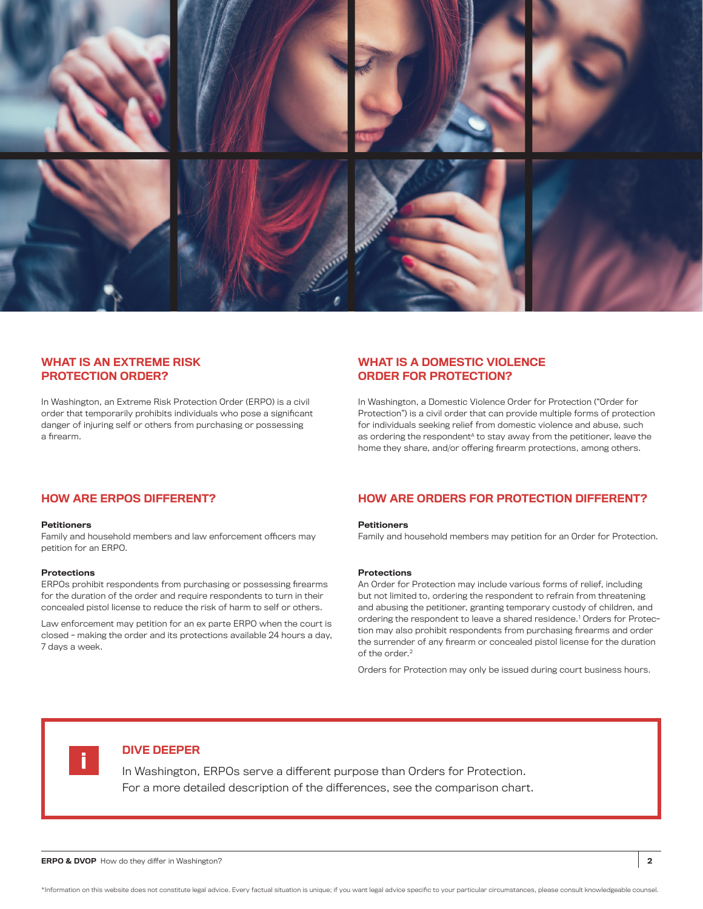## WHAT IS AN EXTREME RISK PROTECTION ORDER?

In Washington, an Extreme Risk Protection Order (ERPO) is a civil order that temporarily prohibits individuals who pose a significant danger of injuring self or others from purchasing or possessing a firearm.

## HOW ARE ERPOS DIFFERENT?

**Petitioners**
Family and household members and law enforcement officers may petition for an ERPO.

**Protections**
ERPOs prohibit respondents from purchasing or possessing firearms for the duration of the order and require respondents to turn in their concealed pistol license to reduce the risk of harm to self or others.

Law enforcement may petition for an ex parte ERPO when the court is closed – making the order and its protections available 24 hours a day, 7 days a week.

## WHAT IS A DOMESTIC VIOLENCE ORDER FOR PROTECTION?

In Washington, a Domestic Violence Order for Protection ("Order for Protection") is a civil order that can provide multiple forms of protection for individuals seeking relief from domestic violence and abuse, such as ordering the respondent[A] to stay away from the petitioner, leave the home they share, and/or offering firearm protections, among others.

## HOW ARE ORDERS FOR PROTECTION DIFFERENT?

**Petitioners**
Family and household members may petition for an Order for Protection.

**Protections**
An Order for Protection may include various forms of relief, including but not limited to, ordering the respondent to refrain from threatening and abusing the petitioner, granting temporary custody of children, and ordering the respondent to leave a shared residence.[1] Orders for Protection may also prohibit respondents from purchasing firearms and order the surrender of any firearm or concealed pistol license for the duration of the order.[2]

Orders for Protection may only be issued during court business hours.

> **DIVE DEEPER**
>
> In Washington, ERPOs serve a different purpose than Orders for Protection. For a more detailed description of the differences, see the comparison chart.

*Information on this website does not constitute legal advice. Every factual situation is unique; if you want legal advice specific to your particular circumstances, please consult knowledgeable counsel.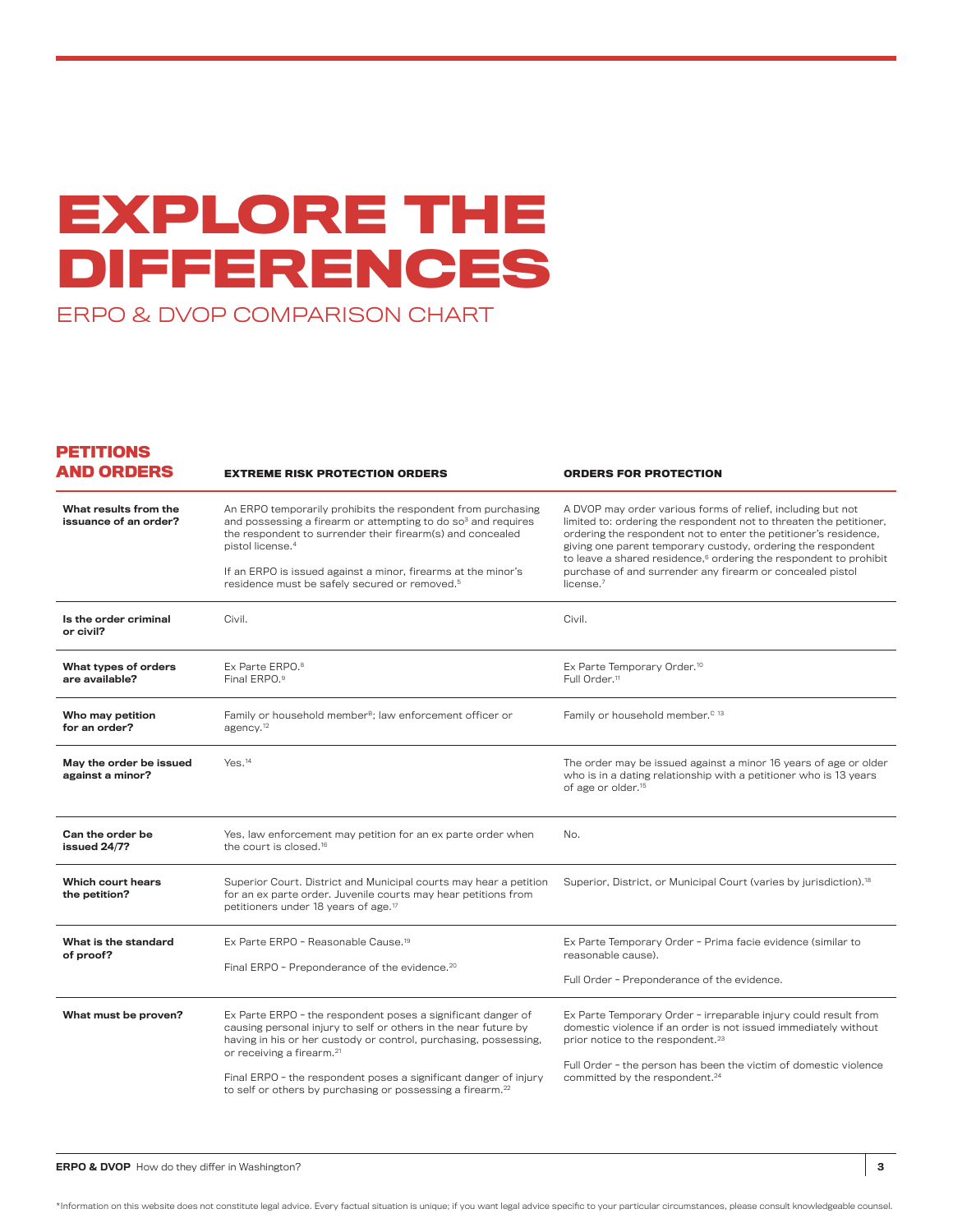# EXPLORE THE DIFFERENCES

## ERPO & DVOP COMPARISON CHART

| PETITIONS AND ORDERS | EXTREME RISK PROTECTION ORDERS | ORDERS FOR PROTECTION |
|---|---|---|
| **What results from the issuance of an order?** | An ERPO temporarily prohibits the respondent from purchasing and possessing a firearm or attempting to do so[3] and requires the respondent to surrender their firearm(s) and concealed pistol license.[4]<br><br>If an ERPO is issued against a minor, firearms at the minor's residence must be safely secured or removed.[5] | A DVOP may order various forms of relief, including but not limited to: ordering the respondent not to threaten the petitioner, ordering the respondent not to enter the petitioner's residence, giving one parent temporary custody, ordering the respondent to leave a shared residence,[6] ordering the respondent to prohibit purchase of and surrender any firearm or concealed pistol license.[7] |
| **Is the order criminal or civil?** | Civil. | Civil. |
| **What types of orders are available?** | Ex Parte ERPO.[8]<br>Final ERPO.[9] | Ex Parte Temporary Order.[10]<br>Full Order.[11] |
| **Who may petition for an order?** | Family or household member[B]; law enforcement officer or agency.[12] | Family or household member.[C 13] |
| **May the order be issued against a minor?** | Yes.[14] | The order may be issued against a minor 16 years of age or older who is in a dating relationship with a petitioner who is 13 years of age or older.[15] |
| **Can the order be issued 24/7?** | Yes, law enforcement may petition for an ex parte order when the court is closed.[16] | No. |
| **Which court hears the petition?** | Superior Court. District and Municipal courts may hear a petition for an ex parte order. Juvenile courts may hear petitions from petitioners under 18 years of age.[17] | Superior, District, or Municipal Court (varies by jurisdiction).[18] |
| **What is the standard of proof?** | Ex Parte ERPO – Reasonable Cause.[19]<br><br>Final ERPO – Preponderance of the evidence.[20] | Ex Parte Temporary Order – Prima facie evidence (similar to reasonable cause).<br><br>Full Order – Preponderance of the evidence. |
| **What must be proven?** | Ex Parte ERPO – the respondent poses a significant danger of causing personal injury to self or others in the near future by having in his or her custody or control, purchasing, possessing, or receiving a firearm.[21]<br><br>Final ERPO – the respondent poses a significant danger of injury to self or others by purchasing or possessing a firearm.[22] | Ex Parte Temporary Order – irreparable injury could result from domestic violence if an order is not issued immediately without prior notice to the respondent.[23]<br><br>Full Order – the person has been the victim of domestic violence committed by the respondent.[24] |

*Information on this website does not constitute legal advice. Every factual situation is unique; if you want legal advice specific to your particular circumstances, please consult knowledgeable counsel.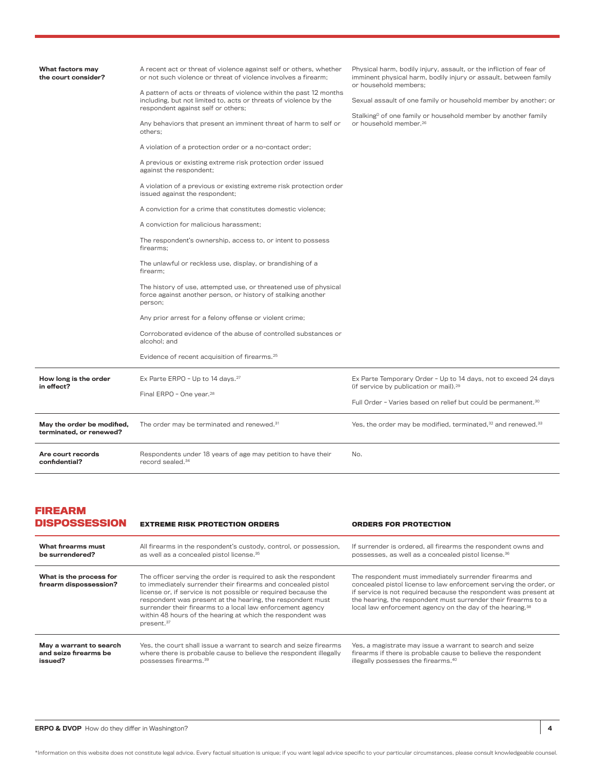| | | |
|---|---|---|
| **What factors may the court consider?** | A recent act or threat of violence against self or others, whether or not such violence or threat of violence involves a firearm;<br><br>A pattern of acts or threats of violence within the past 12 months including, but not limited to, acts or threats of violence by the respondent against self or others;<br><br>Any behaviors that present an imminent threat of harm to self or others;<br><br>A violation of a protection order or a no-contact order;<br><br>A previous or existing extreme risk protection order issued against the respondent;<br><br>A violation of a previous or existing extreme risk protection order issued against the respondent;<br><br>A conviction for a crime that constitutes domestic violence;<br><br>A conviction for malicious harassment;<br><br>The respondent's ownership, access to, or intent to possess firearms;<br><br>The unlawful or reckless use, display, or brandishing of a firearm;<br><br>The history of use, attempted use, or threatened use of physical force against another person, or history of stalking another person;<br><br>Any prior arrest for a felony offense or violent crime;<br><br>Corroborated evidence of the abuse of controlled substances or alcohol; and<br><br>Evidence of recent acquisition of firearms.[25] | Physical harm, bodily injury, assault, or the infliction of fear of imminent physical harm, bodily injury or assault, between family or household members;<br><br>Sexual assault of one family or household member by another; or<br><br>Stalking[D] of one family or household member by another family or household member.[26] |
| **How long is the order in effect?** | Ex Parte ERPO – Up to 14 days.[27]<br><br>Final ERPO – One year.[28] | Ex Parte Temporary Order – Up to 14 days, not to exceed 24 days (if service by publication or mail).[29]<br><br>Full Order – Varies based on relief but could be permanent.[30] |
| **May the order be modified, terminated, or renewed?** | The order may be terminated and renewed.[31] | Yes, the order may be modified, terminated,[32] and renewed.[33] |
| **Are court records confidential?** | Respondents under 18 years of age may petition to have their record sealed.[34] | No. |

## FIREARM DISPOSSESSION

| FIREARM DISPOSSESSION | EXTREME RISK PROTECTION ORDERS | ORDERS FOR PROTECTION |
|---|---|---|
| **What firearms must be surrendered?** | All firearms in the respondent's custody, control, or possession, as well as a concealed pistol license.[35] | If surrender is ordered, all firearms the respondent owns and possesses, as well as a concealed pistol license.[36] |
| **What is the process for firearm dispossession?** | The officer serving the order is required to ask the respondent to immediately surrender their firearms and concealed pistol license or, if service is not possible or required because the respondent was present at the hearing, the respondent must surrender their firearms to a local law enforcement agency within 48 hours of the hearing at which the respondent was present.[37] | The respondent must immediately surrender firearms and concealed pistol license to law enforcement serving the order, or if service is not required because the respondent was present at the hearing, the respondent must surrender their firearms to a local law enforcement agency on the day of the hearing.[38] |
| **May a warrant to search and seize firearms be issued?** | Yes, the court shall issue a warrant to search and seize firearms where there is probable cause to believe the respondent illegally possesses firearms.[39] | Yes, a magistrate may issue a warrant to search and seize firearms if there is probable cause to believe the respondent illegally possesses the firearms.[40] |

*Information on this website does not constitute legal advice. Every factual situation is unique; if you want legal advice specific to your particular circumstances, please consult knowledgeable counsel.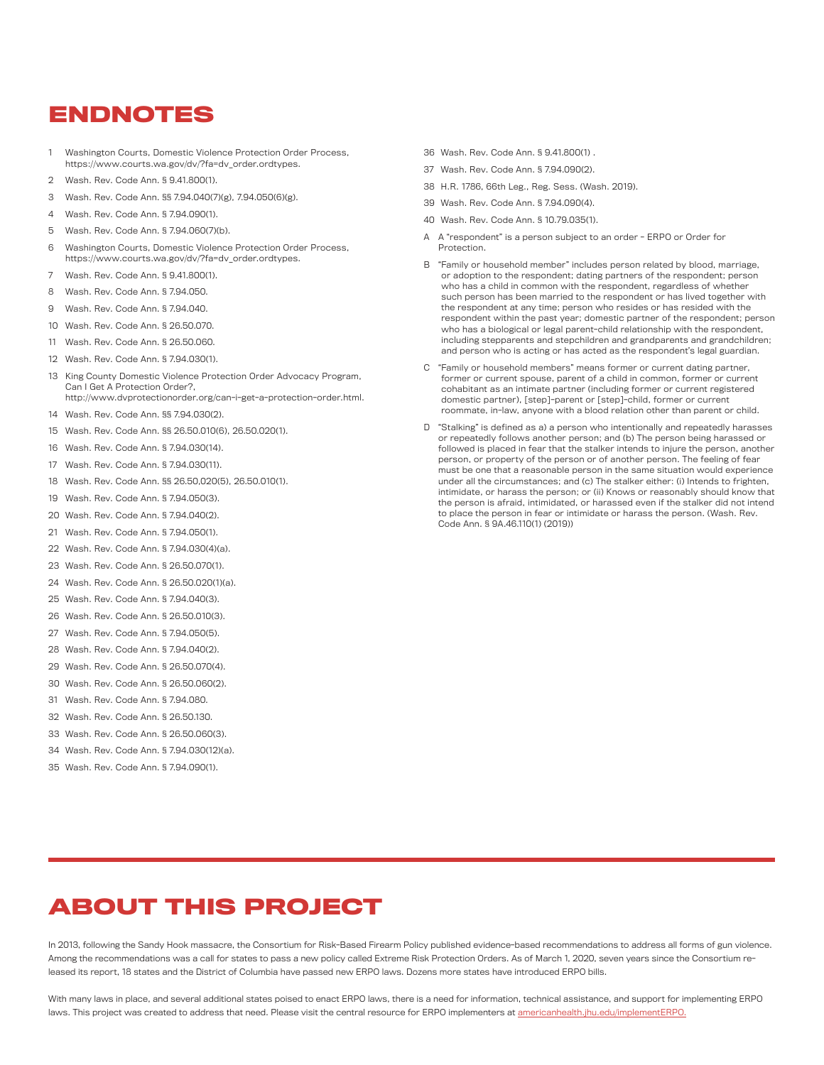# ENDNOTES

1. Washington Courts, Domestic Violence Protection Order Process, https://www.courts.wa.gov/dv/?fa=dv_order.ordtypes.
2. Wash. Rev. Code Ann. § 9.41.800(1).
3. Wash. Rev. Code Ann. §§ 7.94.040(7)(g), 7.94.050(6)(g).
4. Wash. Rev. Code Ann. § 7.94.090(1).
5. Wash. Rev. Code Ann. § 7.94.060(7)(b).
6. Washington Courts, Domestic Violence Protection Order Process, https://www.courts.wa.gov/dv/?fa=dv_order.ordtypes.
7. Wash. Rev. Code Ann. § 9.41.800(1).
8. Wash. Rev. Code Ann. § 7.94.050.
9. Wash. Rev. Code Ann. § 7.94.040.
10. Wash. Rev. Code Ann. § 26.50.070.
11. Wash. Rev. Code Ann. § 26.50.060.
12. Wash. Rev. Code Ann. § 7.94.030(1).
13. King County Domestic Violence Protection Order Advocacy Program, Can I Get A Protection Order?, http://www.dvprotectionorder.org/can-i-get-a-protection-order.html.
14. Wash. Rev. Code Ann. §§ 7.94.030(2).
15. Wash. Rev. Code Ann. §§ 26.50.010(6), 26.50.020(1).
16. Wash. Rev. Code Ann. § 7.94.030(14).
17. Wash. Rev. Code Ann. § 7.94.030(11).
18. Wash. Rev. Code Ann. §§ 26.50,020(5), 26.50.010(1).
19. Wash. Rev. Code Ann. § 7.94.050(3).
20. Wash. Rev. Code Ann. § 7.94.040(2).
21. Wash. Rev. Code Ann. § 7.94.050(1).
22. Wash. Rev. Code Ann. § 7.94.030(4)(a).
23. Wash. Rev. Code Ann. § 26.50.070(1).
24. Wash. Rev. Code Ann. § 26.50.020(1)(a).
25. Wash. Rev. Code Ann. § 7.94.040(3).
26. Wash. Rev. Code Ann. § 26.50.010(3).
27. Wash. Rev. Code Ann. § 7.94.050(5).
28. Wash. Rev. Code Ann. § 7.94.040(2).
29. Wash. Rev. Code Ann. § 26.50.070(4).
30. Wash. Rev. Code Ann. § 26.50.060(2).
31. Wash. Rev. Code Ann. § 7.94.080.
32. Wash. Rev. Code Ann. § 26.50.130.
33. Wash. Rev. Code Ann. § 26.50.060(3).
34. Wash. Rev. Code Ann. § 7.94.030(12)(a).
35. Wash. Rev. Code Ann. § 7.94.090(1).
36. Wash. Rev. Code Ann. § 9.41.800(1) .
37. Wash. Rev. Code Ann. § 7.94.090(2).
38. H.R. 1786, 66th Leg., Reg. Sess. (Wash. 2019).
39. Wash. Rev. Code Ann. § 7.94.090(4).
40. Wash. Rev. Code Ann. § 10.79.035(1).

A. A "respondent" is a person subject to an order - ERPO or Order for Protection.

B. "Family or household member" includes person related by blood, marriage, or adoption to the respondent; dating partners of the respondent; person who has a child in common with the respondent, regardless of whether such person has been married to the respondent or has lived together with the respondent at any time; person who resides or has resided with the respondent within the past year; domestic partner of the respondent; person who has a biological or legal parent-child relationship with the respondent, including stepparents and stepchildren and grandparents and grandchildren; and person who is acting or has acted as the respondent's legal guardian.

C. "Family or household members" means former or current dating partner, former or current spouse, parent of a child in common, former or current cohabitant as an intimate partner (including former or current registered domestic partner), [step]-parent or [step]-child, former or current roommate, in-law, anyone with a blood relation other than parent or child.

D. "Stalking" is defined as a) a person who intentionally and repeatedly harasses or repeatedly follows another person; and (b) The person being harassed or followed is placed in fear that the stalker intends to injure the person, another person, or property of the person or of another person. The feeling of fear must be one that a reasonable person in the same situation would experience under all the circumstances; and (c) The stalker either: (i) Intends to frighten, intimidate, or harass the person; or (ii) Knows or reasonably should know that the person is afraid, intimidated, or harassed even if the stalker did not intend to place the person in fear or intimidate or harass the person. (Wash. Rev. Code Ann. § 9A.46.110(1) (2019))

# ABOUT THIS PROJECT

In 2013, following the Sandy Hook massacre, the Consortium for Risk-Based Firearm Policy published evidence-based recommendations to address all forms of gun violence. Among the recommendations was a call for states to pass a new policy called Extreme Risk Protection Orders. As of March 1, 2020, seven years since the Consortium released its report, 18 states and the District of Columbia have passed new ERPO laws. Dozens more states have introduced ERPO bills.

With many laws in place, and several additional states poised to enact ERPO laws, there is a need for information, technical assistance, and support for implementing ERPO laws. This project was created to address that need. Please visit the central resource for ERPO implementers at americanhealth.jhu.edu/implementERPO.